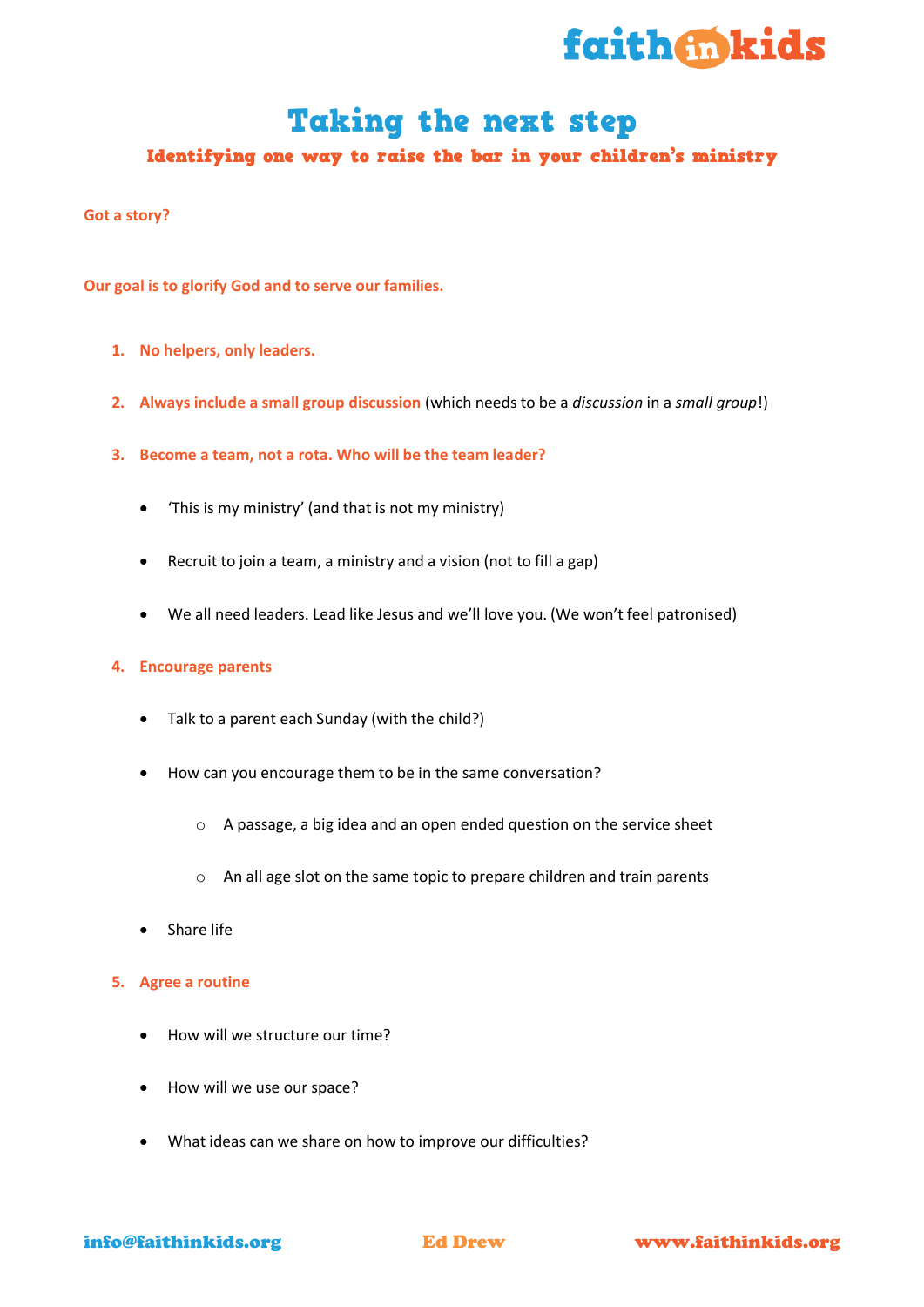# Taking the next step

## Identifying one way to raise the bar in your children's ministry

**Got a story?**

**Our goal is to glorify God and to serve our families.**

1. **No helpers, only leaders.**

2. **Always include a small group discussion** (which needs to be a *discussion* in a *small group*!)

3. **Become a team, not a rota. Who will be the team leader?**

   - 'This is my ministry' (and that is not my ministry)
   - Recruit to join a team, a ministry and a vision (not to fill a gap)
   - We all need leaders. Lead like Jesus and we'll love you. (We won't feel patronised)

4. **Encourage parents**

   - Talk to a parent each Sunday (with the child?)
   - How can you encourage them to be in the same conversation?
     - A passage, a big idea and an open ended question on the service sheet
     - An all age slot on the same topic to prepare children and train parents
   - Share life

5. **Agree a routine**

   - How will we structure our time?
   - How will we use our space?
   - What ideas can we share on how to improve our difficulties?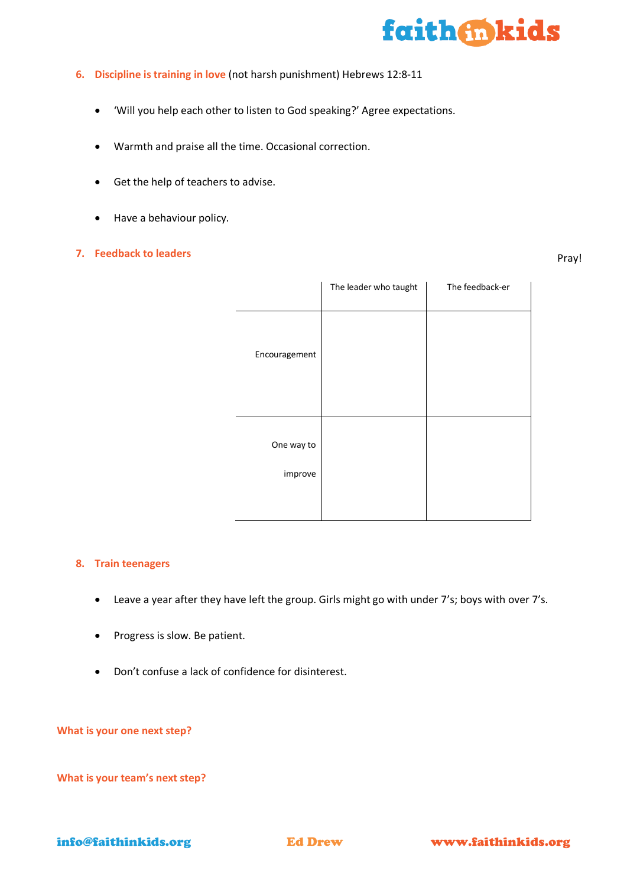6. **Discipline is training in love** (not harsh punishment) Hebrews 12:8-11

- 'Will you help each other to listen to God speaking?' Agree expectations.
- Warmth and praise all the time. Occasional correction.
- Get the help of teachers to advise.
- Have a behaviour policy.

7. **Feedback to leaders**

Pray!

| | The leader who taught | The feedback-er |
|---|---|---|
| Encouragement | | |
| One way to improve | | |

8. **Train teenagers**

- Leave a year after they have left the group. Girls might go with under 7's; boys with over 7's.
- Progress is slow. Be patient.
- Don't confuse a lack of confidence for disinterest.

**What is your one next step?**

**What is your team's next step?**

info@faithinkids.org Ed Drew www.faithinkids.org